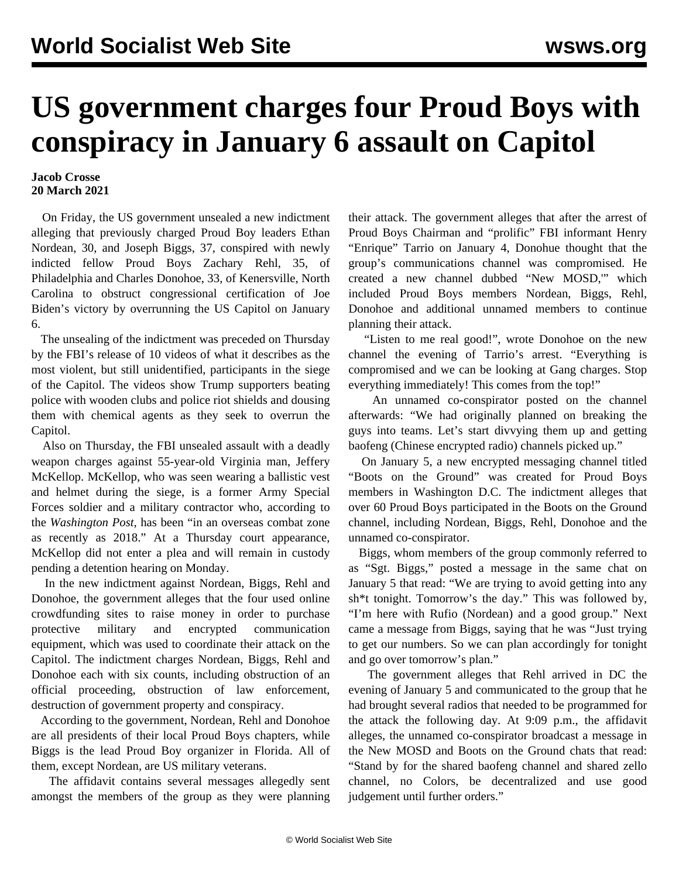# US government charges four Proud Boys with conspiracy in January 6 assault on Capitol

**Jacob Crosse**
**20 March 2021**

On Friday, the US government unsealed a new indictment alleging that previously charged Proud Boy leaders Ethan Nordean, 30, and Joseph Biggs, 37, conspired with newly indicted fellow Proud Boys Zachary Rehl, 35, of Philadelphia and Charles Donohoe, 33, of Kenersville, North Carolina to obstruct congressional certification of Joe Biden's victory by overrunning the US Capitol on January 6.

The unsealing of the indictment was preceded on Thursday by the FBI's release of 10 videos of what it describes as the most violent, but still unidentified, participants in the siege of the Capitol. The videos show Trump supporters beating police with wooden clubs and police riot shields and dousing them with chemical agents as they seek to overrun the Capitol.

Also on Thursday, the FBI unsealed assault with a deadly weapon charges against 55-year-old Virginia man, Jeffery McKellop. McKellop, who was seen wearing a ballistic vest and helmet during the siege, is a former Army Special Forces soldier and a military contractor who, according to the *Washington Post*, has been "in an overseas combat zone as recently as 2018." At a Thursday court appearance, McKellop did not enter a plea and will remain in custody pending a detention hearing on Monday.

In the new indictment against Nordean, Biggs, Rehl and Donohoe, the government alleges that the four used online crowdfunding sites to raise money in order to purchase protective military and encrypted communication equipment, which was used to coordinate their attack on the Capitol. The indictment charges Nordean, Biggs, Rehl and Donohoe each with six counts, including obstruction of an official proceeding, obstruction of law enforcement, destruction of government property and conspiracy.

According to the government, Nordean, Rehl and Donohoe are all presidents of their local Proud Boys chapters, while Biggs is the lead Proud Boy organizer in Florida. All of them, except Nordean, are US military veterans.

The affidavit contains several messages allegedly sent amongst the members of the group as they were planning their attack. The government alleges that after the arrest of Proud Boys Chairman and "prolific" FBI informant Henry "Enrique" Tarrio on January 4, Donohue thought that the group's communications channel was compromised. He created a new channel dubbed "New MOSD,'" which included Proud Boys members Nordean, Biggs, Rehl, Donohoe and additional unnamed members to continue planning their attack.

"Listen to me real good!", wrote Donohoe on the new channel the evening of Tarrio's arrest. "Everything is compromised and we can be looking at Gang charges. Stop everything immediately! This comes from the top!"

An unnamed co-conspirator posted on the channel afterwards: "We had originally planned on breaking the guys into teams. Let's start divvying them up and getting baofeng (Chinese encrypted radio) channels picked up."

On January 5, a new encrypted messaging channel titled "Boots on the Ground" was created for Proud Boys members in Washington D.C. The indictment alleges that over 60 Proud Boys participated in the Boots on the Ground channel, including Nordean, Biggs, Rehl, Donohoe and the unnamed co-conspirator.

Biggs, whom members of the group commonly referred to as "Sgt. Biggs," posted a message in the same chat on January 5 that read: "We are trying to avoid getting into any sh*t tonight. Tomorrow's the day." This was followed by, "I'm here with Rufio (Nordean) and a good group." Next came a message from Biggs, saying that he was "Just trying to get our numbers. So we can plan accordingly for tonight and go over tomorrow's plan."

The government alleges that Rehl arrived in DC the evening of January 5 and communicated to the group that he had brought several radios that needed to be programmed for the attack the following day. At 9:09 p.m., the affidavit alleges, the unnamed co-conspirator broadcast a message in the New MOSD and Boots on the Ground chats that read: "Stand by for the shared baofeng channel and shared zello channel, no Colors, be decentralized and use good judgement until further orders."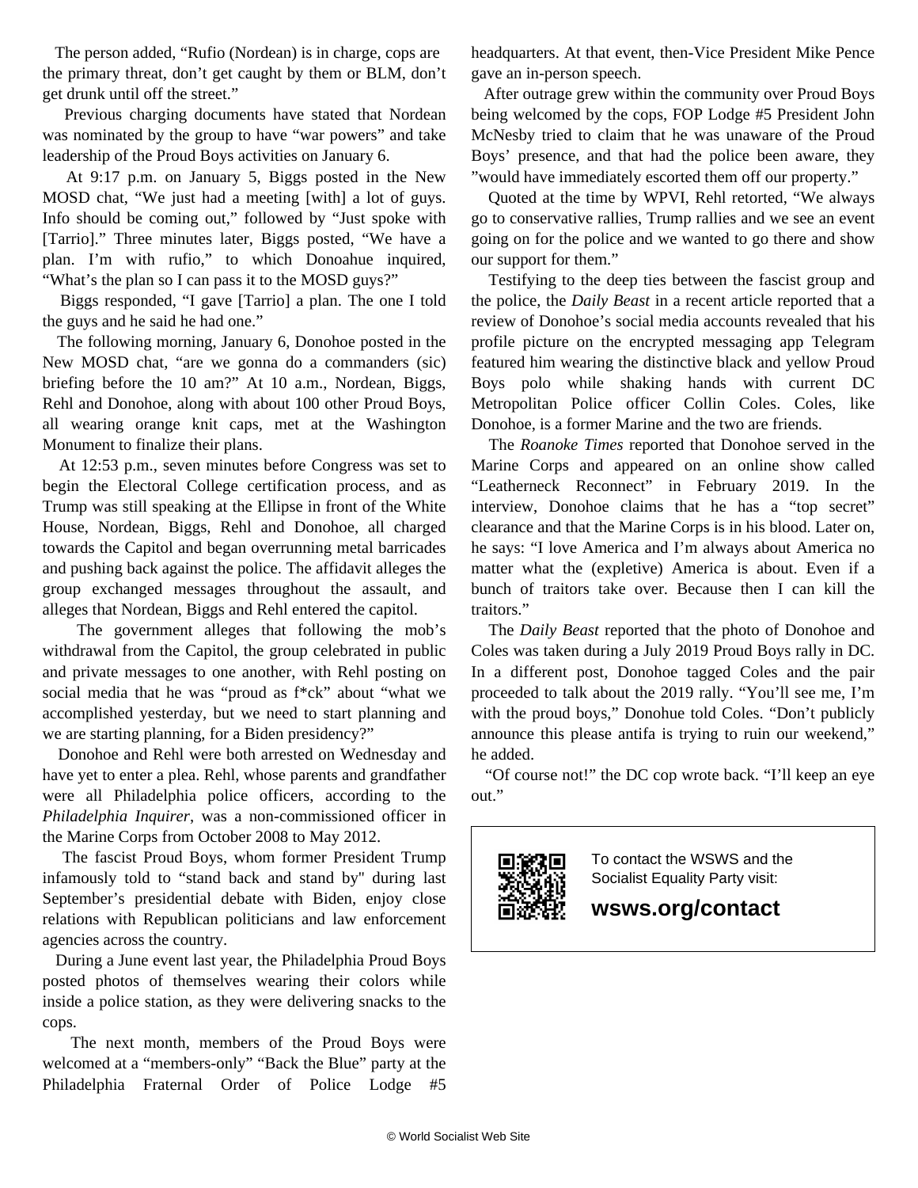The person added, "Rufio (Nordean) is in charge, cops are the primary threat, don't get caught by them or BLM, don't get drunk until off the street."

Previous charging documents have stated that Nordean was nominated by the group to have "war powers" and take leadership of the Proud Boys activities on January 6.

At 9:17 p.m. on January 5, Biggs posted in the New MOSD chat, "We just had a meeting [with] a lot of guys. Info should be coming out," followed by "Just spoke with [Tarrio]." Three minutes later, Biggs posted, "We have a plan. I'm with rufio," to which Donoahue inquired, "What's the plan so I can pass it to the MOSD guys?"

Biggs responded, "I gave [Tarrio] a plan. The one I told the guys and he said he had one."

The following morning, January 6, Donohoe posted in the New MOSD chat, "are we gonna do a commanders (sic) briefing before the 10 am?" At 10 a.m., Nordean, Biggs, Rehl and Donohoe, along with about 100 other Proud Boys, all wearing orange knit caps, met at the Washington Monument to finalize their plans.

At 12:53 p.m., seven minutes before Congress was set to begin the Electoral College certification process, and as Trump was still speaking at the Ellipse in front of the White House, Nordean, Biggs, Rehl and Donohoe, all charged towards the Capitol and began overrunning metal barricades and pushing back against the police. The affidavit alleges the group exchanged messages throughout the assault, and alleges that Nordean, Biggs and Rehl entered the capitol.

The government alleges that following the mob's withdrawal from the Capitol, the group celebrated in public and private messages to one another, with Rehl posting on social media that he was "proud as f*ck" about "what we accomplished yesterday, but we need to start planning and we are starting planning, for a Biden presidency?"

Donohoe and Rehl were both arrested on Wednesday and have yet to enter a plea. Rehl, whose parents and grandfather were all Philadelphia police officers, according to the *Philadelphia Inquirer*, was a non-commissioned officer in the Marine Corps from October 2008 to May 2012.

The fascist Proud Boys, whom former President Trump infamously told to "stand back and stand by" during last September's presidential debate with Biden, enjoy close relations with Republican politicians and law enforcement agencies across the country.

During a June event last year, the Philadelphia Proud Boys posted photos of themselves wearing their colors while inside a police station, as they were delivering snacks to the cops.

The next month, members of the Proud Boys were welcomed at a "members-only" "Back the Blue" party at the Philadelphia Fraternal Order of Police Lodge #5 headquarters. At that event, then-Vice President Mike Pence gave an in-person speech.

After outrage grew within the community over Proud Boys being welcomed by the cops, FOP Lodge #5 President John McNesby tried to claim that he was unaware of the Proud Boys' presence, and that had the police been aware, they "would have immediately escorted them off our property."

Quoted at the time by WPVI, Rehl retorted, "We always go to conservative rallies, Trump rallies and we see an event going on for the police and we wanted to go there and show our support for them."

Testifying to the deep ties between the fascist group and the police, the *Daily Beast* in a recent article reported that a review of Donohoe's social media accounts revealed that his profile picture on the encrypted messaging app Telegram featured him wearing the distinctive black and yellow Proud Boys polo while shaking hands with current DC Metropolitan Police officer Collin Coles. Coles, like Donohoe, is a former Marine and the two are friends.

The *Roanoke Times* reported that Donohoe served in the Marine Corps and appeared on an online show called "Leatherneck Reconnect" in February 2019. In the interview, Donohoe claims that he has a "top secret" clearance and that the Marine Corps is in his blood. Later on, he says: "I love America and I'm always about America no matter what the (expletive) America is about. Even if a bunch of traitors take over. Because then I can kill the traitors."

The *Daily Beast* reported that the photo of Donohoe and Coles was taken during a July 2019 Proud Boys rally in DC. In a different post, Donohoe tagged Coles and the pair proceeded to talk about the 2019 rally. "You'll see me, I'm with the proud boys," Donohue told Coles. "Don't publicly announce this please antifa is trying to ruin our weekend," he added.

"Of course not!" the DC cop wrote back. "I'll keep an eye out."

To contact the WSWS and the Socialist Equality Party visit:

**wsws.org/contact**